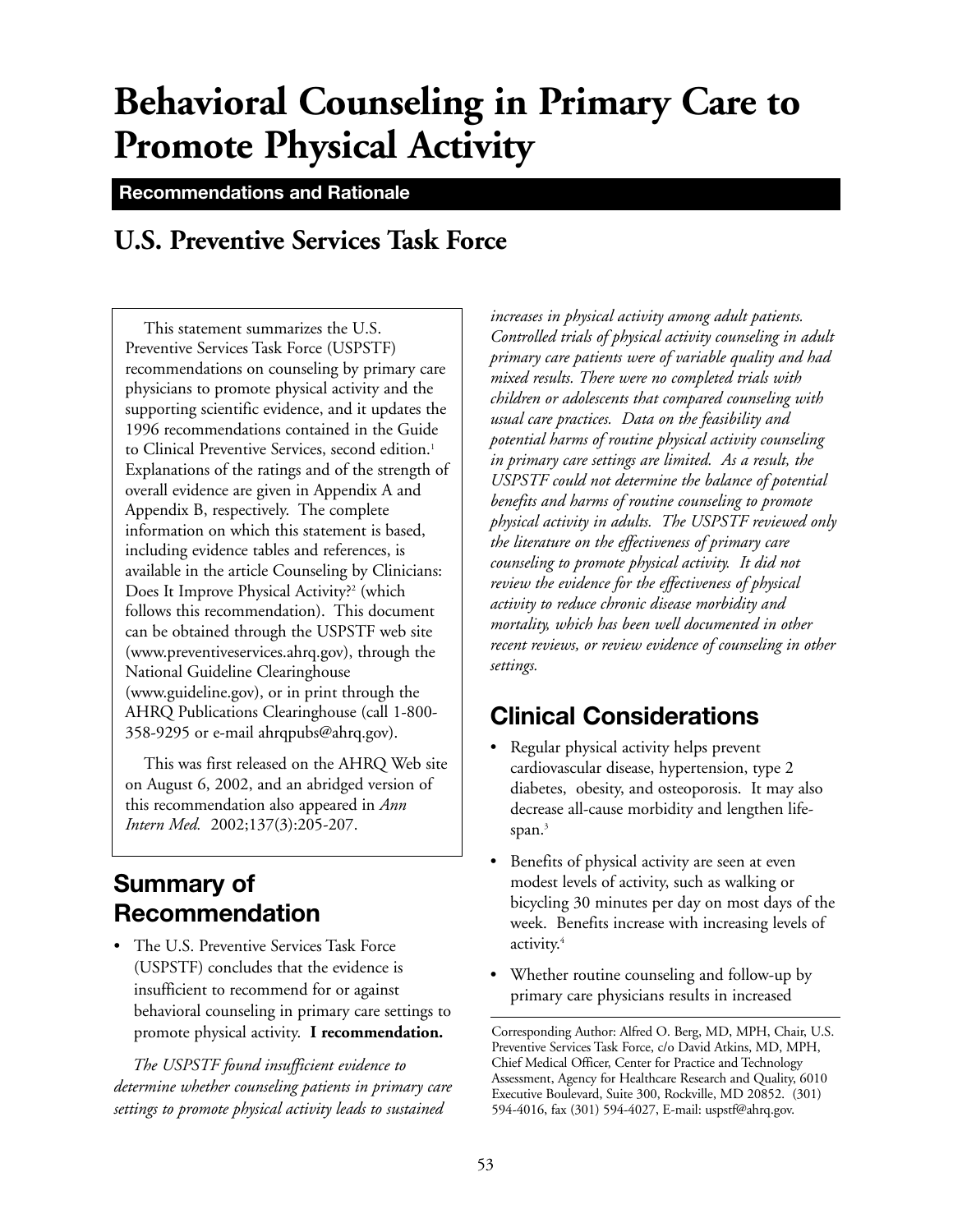# Behavioral Counseling in Primary Care to Promote Physical Activity

**Recommendations and Rationale**

## U.S. Preventive Services Task Force

This statement summarizes the U.S. Preventive Services Task Force (USPSTF) recommendations on counseling by primary care physicians to promote physical activity and the supporting scientific evidence, and it updates the 1996 recommendations contained in the Guide to Clinical Preventive Services, second edition.[1] Explanations of the ratings and of the strength of overall evidence are given in Appendix A and Appendix B, respectively. The complete information on which this statement is based, including evidence tables and references, is available in the article Counseling by Clinicians: Does It Improve Physical Activity?[2] (which follows this recommendation). This document can be obtained through the USPSTF web site (www.preventiveservices.ahrq.gov), through the National Guideline Clearinghouse (www.guideline.gov), or in print through the AHRQ Publications Clearinghouse (call 1-800-358-9295 or e-mail ahrqpubs@ahrq.gov).

This was first released on the AHRQ Web site on August 6, 2002, and an abridged version of this recommendation also appeared in *Ann Intern Med.* 2002;137(3):205-207.

## Summary of Recommendation

- The U.S. Preventive Services Task Force (USPSTF) concludes that the evidence is insufficient to recommend for or against behavioral counseling in primary care settings to promote physical activity. **I recommendation.**

*The USPSTF found insufficient evidence to determine whether counseling patients in primary care settings to promote physical activity leads to sustained increases in physical activity among adult patients. Controlled trials of physical activity counseling in adult primary care patients were of variable quality and had mixed results. There were no completed trials with children or adolescents that compared counseling with usual care practices. Data on the feasibility and potential harms of routine physical activity counseling in primary care settings are limited. As a result, the USPSTF could not determine the balance of potential benefits and harms of routine counseling to promote physical activity in adults. The USPSTF reviewed only the literature on the effectiveness of primary care counseling to promote physical activity. It did not review the evidence for the effectiveness of physical activity to reduce chronic disease morbidity and mortality, which has been well documented in other recent reviews, or review evidence of counseling in other settings.*

## Clinical Considerations

- Regular physical activity helps prevent cardiovascular disease, hypertension, type 2 diabetes, obesity, and osteoporosis. It may also decrease all-cause morbidity and lengthen life-span.[3]
- Benefits of physical activity are seen at even modest levels of activity, such as walking or bicycling 30 minutes per day on most days of the week. Benefits increase with increasing levels of activity.[4]
- Whether routine counseling and follow-up by primary care physicians results in increased

Corresponding Author: Alfred O. Berg, MD, MPH, Chair, U.S. Preventive Services Task Force, c/o David Atkins, MD, MPH, Chief Medical Officer, Center for Practice and Technology Assessment, Agency for Healthcare Research and Quality, 6010 Executive Boulevard, Suite 300, Rockville, MD 20852. (301) 594-4016, fax (301) 594-4027, E-mail: uspstf@ahrq.gov.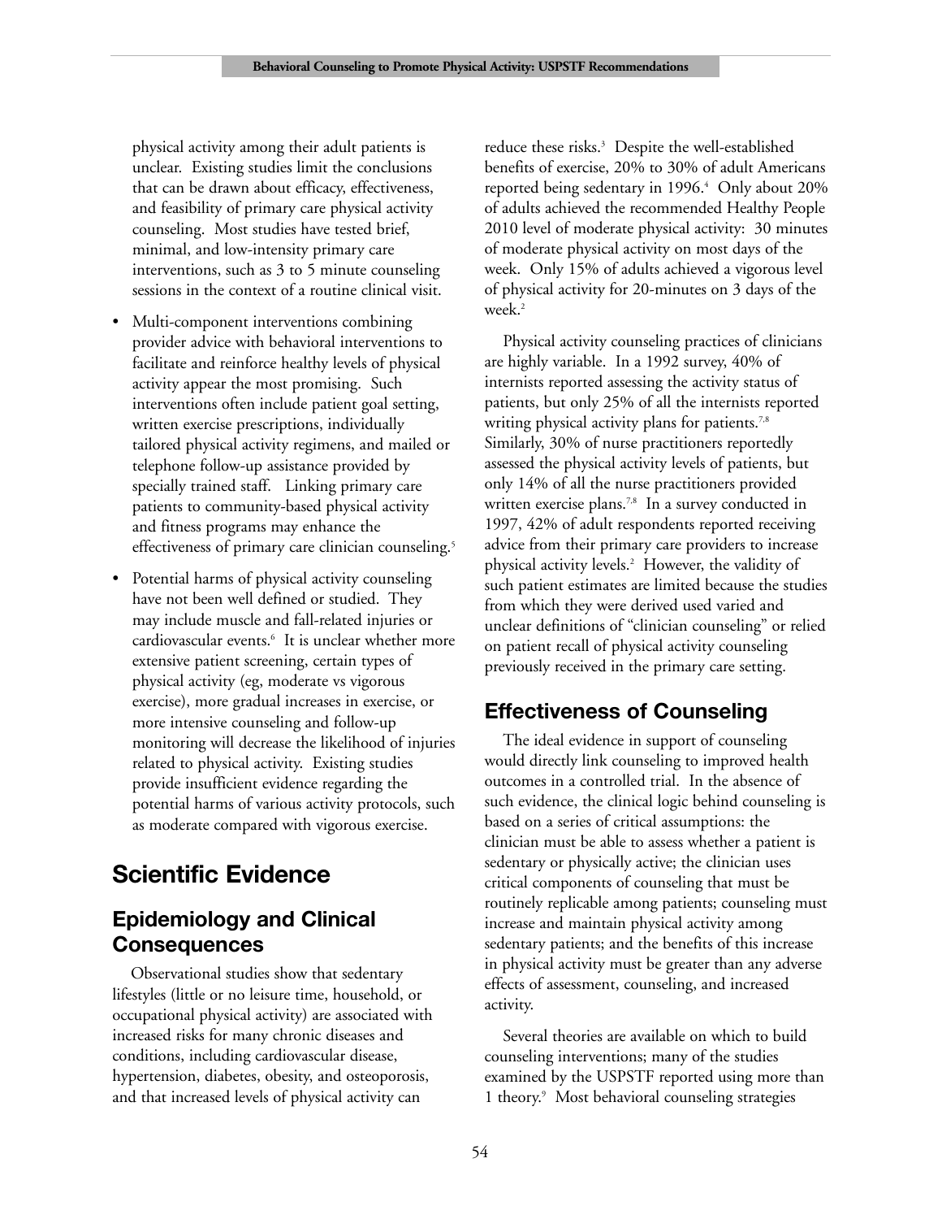physical activity among their adult patients is unclear. Existing studies limit the conclusions that can be drawn about efficacy, effectiveness, and feasibility of primary care physical activity counseling. Most studies have tested brief, minimal, and low-intensity primary care interventions, such as 3 to 5 minute counseling sessions in the context of a routine clinical visit.

- Multi-component interventions combining provider advice with behavioral interventions to facilitate and reinforce healthy levels of physical activity appear the most promising. Such interventions often include patient goal setting, written exercise prescriptions, individually tailored physical activity regimens, and mailed or telephone follow-up assistance provided by specially trained staff. Linking primary care patients to community-based physical activity and fitness programs may enhance the effectiveness of primary care clinician counseling.[5]
- Potential harms of physical activity counseling have not been well defined or studied. They may include muscle and fall-related injuries or cardiovascular events.[6] It is unclear whether more extensive patient screening, certain types of physical activity (eg, moderate vs vigorous exercise), more gradual increases in exercise, or more intensive counseling and follow-up monitoring will decrease the likelihood of injuries related to physical activity. Existing studies provide insufficient evidence regarding the potential harms of various activity protocols, such as moderate compared with vigorous exercise.

# Scientific Evidence

## Epidemiology and Clinical Consequences

Observational studies show that sedentary lifestyles (little or no leisure time, household, or occupational physical activity) are associated with increased risks for many chronic diseases and conditions, including cardiovascular disease, hypertension, diabetes, obesity, and osteoporosis, and that increased levels of physical activity can reduce these risks.[3] Despite the well-established benefits of exercise, 20% to 30% of adult Americans reported being sedentary in 1996.[4] Only about 20% of adults achieved the recommended Healthy People 2010 level of moderate physical activity: 30 minutes of moderate physical activity on most days of the week. Only 15% of adults achieved a vigorous level of physical activity for 20-minutes on 3 days of the week.[2]

Physical activity counseling practices of clinicians are highly variable. In a 1992 survey, 40% of internists reported assessing the activity status of patients, but only 25% of all the internists reported writing physical activity plans for patients.[7,8] Similarly, 30% of nurse practitioners reportedly assessed the physical activity levels of patients, but only 14% of all the nurse practitioners provided written exercise plans.[7,8] In a survey conducted in 1997, 42% of adult respondents reported receiving advice from their primary care providers to increase physical activity levels.[2] However, the validity of such patient estimates are limited because the studies from which they were derived used varied and unclear definitions of "clinician counseling" or relied on patient recall of physical activity counseling previously received in the primary care setting.

## Effectiveness of Counseling

The ideal evidence in support of counseling would directly link counseling to improved health outcomes in a controlled trial. In the absence of such evidence, the clinical logic behind counseling is based on a series of critical assumptions: the clinician must be able to assess whether a patient is sedentary or physically active; the clinician uses critical components of counseling that must be routinely replicable among patients; counseling must increase and maintain physical activity among sedentary patients; and the benefits of this increase in physical activity must be greater than any adverse effects of assessment, counseling, and increased activity.

Several theories are available on which to build counseling interventions; many of the studies examined by the USPSTF reported using more than 1 theory.[9] Most behavioral counseling strategies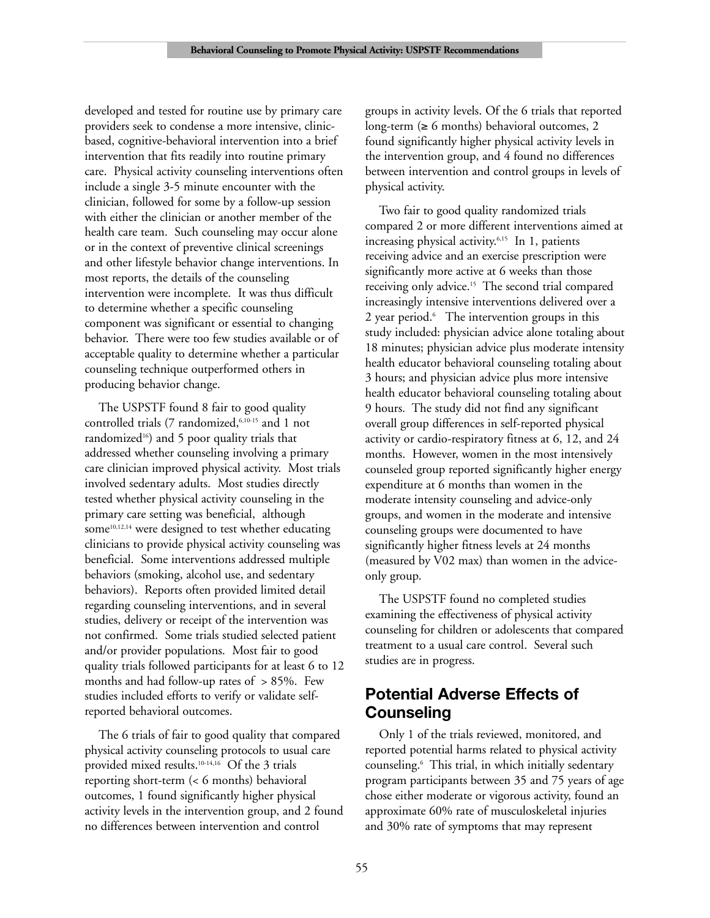developed and tested for routine use by primary care providers seek to condense a more intensive, clinic-based, cognitive-behavioral intervention into a brief intervention that fits readily into routine primary care. Physical activity counseling interventions often include a single 3-5 minute encounter with the clinician, followed for some by a follow-up session with either the clinician or another member of the health care team. Such counseling may occur alone or in the context of preventive clinical screenings and other lifestyle behavior change interventions. In most reports, the details of the counseling intervention were incomplete. It was thus difficult to determine whether a specific counseling component was significant or essential to changing behavior. There were too few studies available or of acceptable quality to determine whether a particular counseling technique outperformed others in producing behavior change.

The USPSTF found 8 fair to good quality controlled trials (7 randomized,[6,10-15] and 1 not randomized[16]) and 5 poor quality trials that addressed whether counseling involving a primary care clinician improved physical activity. Most trials involved sedentary adults. Most studies directly tested whether physical activity counseling in the primary care setting was beneficial, although some[10,12,14] were designed to test whether educating clinicians to provide physical activity counseling was beneficial. Some interventions addressed multiple behaviors (smoking, alcohol use, and sedentary behaviors). Reports often provided limited detail regarding counseling interventions, and in several studies, delivery or receipt of the intervention was not confirmed. Some trials studied selected patient and/or provider populations. Most fair to good quality trials followed participants for at least 6 to 12 months and had follow-up rates of > 85%. Few studies included efforts to verify or validate self-reported behavioral outcomes.

The 6 trials of fair to good quality that compared physical activity counseling protocols to usual care provided mixed results.[10-14,16] Of the 3 trials reporting short-term (< 6 months) behavioral outcomes, 1 found significantly higher physical activity levels in the intervention group, and 2 found no differences between intervention and control groups in activity levels. Of the 6 trials that reported long-term (≥ 6 months) behavioral outcomes, 2 found significantly higher physical activity levels in the intervention group, and 4 found no differences between intervention and control groups in levels of physical activity.

Two fair to good quality randomized trials compared 2 or more different interventions aimed at increasing physical activity.[6,15] In 1, patients receiving advice and an exercise prescription were significantly more active at 6 weeks than those receiving only advice.[15] The second trial compared increasingly intensive interventions delivered over a 2 year period.[6] The intervention groups in this study included: physician advice alone totaling about 18 minutes; physician advice plus moderate intensity health educator behavioral counseling totaling about 3 hours; and physician advice plus more intensive health educator behavioral counseling totaling about 9 hours. The study did not find any significant overall group differences in self-reported physical activity or cardio-respiratory fitness at 6, 12, and 24 months. However, women in the most intensively counseled group reported significantly higher energy expenditure at 6 months than women in the moderate intensity counseling and advice-only groups, and women in the moderate and intensive counseling groups were documented to have significantly higher fitness levels at 24 months (measured by V02 max) than women in the advice-only group.

The USPSTF found no completed studies examining the effectiveness of physical activity counseling for children or adolescents that compared treatment to a usual care control. Several such studies are in progress.

## Potential Adverse Effects of Counseling

Only 1 of the trials reviewed, monitored, and reported potential harms related to physical activity counseling.[6] This trial, in which initially sedentary program participants between 35 and 75 years of age chose either moderate or vigorous activity, found an approximate 60% rate of musculoskeletal injuries and 30% rate of symptoms that may represent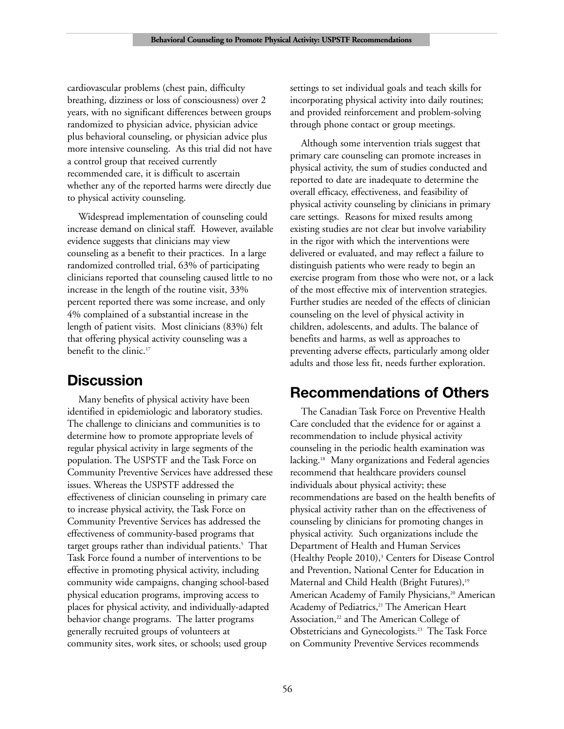cardiovascular problems (chest pain, difficulty breathing, dizziness or loss of consciousness) over 2 years, with no significant differences between groups randomized to physician advice, physician advice plus behavioral counseling, or physician advice plus more intensive counseling. As this trial did not have a control group that received currently recommended care, it is difficult to ascertain whether any of the reported harms were directly due to physical activity counseling.

Widespread implementation of counseling could increase demand on clinical staff. However, available evidence suggests that clinicians may view counseling as a benefit to their practices. In a large randomized controlled trial, 63% of participating clinicians reported that counseling caused little to no increase in the length of the routine visit, 33% percent reported there was some increase, and only 4% complained of a substantial increase in the length of patient visits. Most clinicians (83%) felt that offering physical activity counseling was a benefit to the clinic.[17]

## Discussion

Many benefits of physical activity have been identified in epidemiologic and laboratory studies. The challenge to clinicians and communities is to determine how to promote appropriate levels of regular physical activity in large segments of the population. The USPSTF and the Task Force on Community Preventive Services have addressed these issues. Whereas the USPSTF addressed the effectiveness of clinician counseling in primary care to increase physical activity, the Task Force on Community Preventive Services has addressed the effectiveness of community-based programs that target groups rather than individual patients.[5] That Task Force found a number of interventions to be effective in promoting physical activity, including community wide campaigns, changing school-based physical education programs, improving access to places for physical activity, and individually-adapted behavior change programs. The latter programs generally recruited groups of volunteers at community sites, work sites, or schools; used group settings to set individual goals and teach skills for incorporating physical activity into daily routines; and provided reinforcement and problem-solving through phone contact or group meetings.

Although some intervention trials suggest that primary care counseling can promote increases in physical activity, the sum of studies conducted and reported to date are inadequate to determine the overall efficacy, effectiveness, and feasibility of physical activity counseling by clinicians in primary care settings. Reasons for mixed results among existing studies are not clear but involve variability in the rigor with which the interventions were delivered or evaluated, and may reflect a failure to distinguish patients who were ready to begin an exercise program from those who were not, or a lack of the most effective mix of intervention strategies. Further studies are needed of the effects of clinician counseling on the level of physical activity in children, adolescents, and adults. The balance of benefits and harms, as well as approaches to preventing adverse effects, particularly among older adults and those less fit, needs further exploration.

## Recommendations of Others

The Canadian Task Force on Preventive Health Care concluded that the evidence for or against a recommendation to include physical activity counseling in the periodic health examination was lacking.[18] Many organizations and Federal agencies recommend that healthcare providers counsel individuals about physical activity; these recommendations are based on the health benefits of physical activity rather than on the effectiveness of counseling by clinicians for promoting changes in physical activity. Such organizations include the Department of Health and Human Services (Healthy People 2010),[3] Centers for Disease Control and Prevention, National Center for Education in Maternal and Child Health (Bright Futures),[19] American Academy of Family Physicians,[20] American Academy of Pediatrics,[21] The American Heart Association,[22] and The American College of Obstetricians and Gynecologists.[23] The Task Force on Community Preventive Services recommends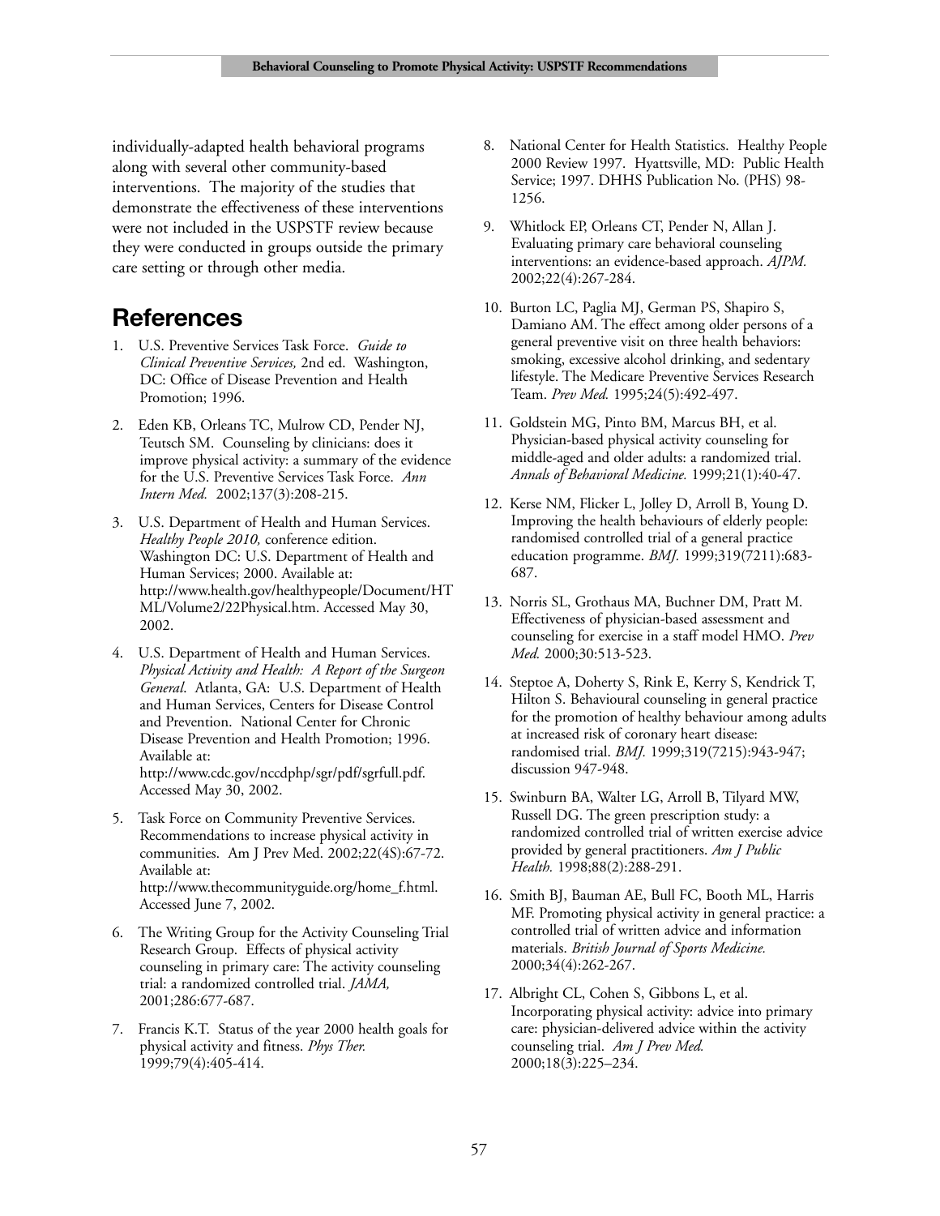individually-adapted health behavioral programs along with several other community-based interventions. The majority of the studies that demonstrate the effectiveness of these interventions were not included in the USPSTF review because they were conducted in groups outside the primary care setting or through other media.

## References

1. U.S. Preventive Services Task Force. *Guide to Clinical Preventive Services,* 2nd ed. Washington, DC: Office of Disease Prevention and Health Promotion; 1996.

2. Eden KB, Orleans TC, Mulrow CD, Pender NJ, Teutsch SM. Counseling by clinicians: does it improve physical activity: a summary of the evidence for the U.S. Preventive Services Task Force. *Ann Intern Med.* 2002;137(3):208-215.

3. U.S. Department of Health and Human Services. *Healthy People 2010,* conference edition. Washington DC: U.S. Department of Health and Human Services; 2000. Available at: http://www.health.gov/healthypeople/Document/HTML/Volume2/22Physical.htm. Accessed May 30, 2002.

4. U.S. Department of Health and Human Services. *Physical Activity and Health: A Report of the Surgeon General.* Atlanta, GA: U.S. Department of Health and Human Services, Centers for Disease Control and Prevention. National Center for Chronic Disease Prevention and Health Promotion; 1996. Available at: http://www.cdc.gov/nccdphp/sgr/pdf/sgrfull.pdf. Accessed May 30, 2002.

5. Task Force on Community Preventive Services. Recommendations to increase physical activity in communities. Am J Prev Med. 2002;22(4S):67-72. Available at: http://www.thecommunityguide.org/home_f.html. Accessed June 7, 2002.

6. The Writing Group for the Activity Counseling Trial Research Group. Effects of physical activity counseling in primary care: The activity counseling trial: a randomized controlled trial. *JAMA,* 2001;286:677-687.

7. Francis K.T. Status of the year 2000 health goals for physical activity and fitness. *Phys Ther.* 1999;79(4):405-414.

8. National Center for Health Statistics. Healthy People 2000 Review 1997. Hyattsville, MD: Public Health Service; 1997. DHHS Publication No. (PHS) 98-1256.

9. Whitlock EP, Orleans CT, Pender N, Allan J. Evaluating primary care behavioral counseling interventions: an evidence-based approach. *AJPM.* 2002;22(4):267-284.

10. Burton LC, Paglia MJ, German PS, Shapiro S, Damiano AM. The effect among older persons of a general preventive visit on three health behaviors: smoking, excessive alcohol drinking, and sedentary lifestyle. The Medicare Preventive Services Research Team. *Prev Med.* 1995;24(5):492-497.

11. Goldstein MG, Pinto BM, Marcus BH, et al. Physician-based physical activity counseling for middle-aged and older adults: a randomized trial. *Annals of Behavioral Medicine.* 1999;21(1):40-47.

12. Kerse NM, Flicker L, Jolley D, Arroll B, Young D. Improving the health behaviours of elderly people: randomised controlled trial of a general practice education programme. *BMJ.* 1999;319(7211):683-687.

13. Norris SL, Grothaus MA, Buchner DM, Pratt M. Effectiveness of physician-based assessment and counseling for exercise in a staff model HMO. *Prev Med.* 2000;30:513-523.

14. Steptoe A, Doherty S, Rink E, Kerry S, Kendrick T, Hilton S. Behavioural counseling in general practice for the promotion of healthy behaviour among adults at increased risk of coronary heart disease: randomised trial. *BMJ.* 1999;319(7215):943-947; discussion 947-948.

15. Swinburn BA, Walter LG, Arroll B, Tilyard MW, Russell DG. The green prescription study: a randomized controlled trial of written exercise advice provided by general practitioners. *Am J Public Health.* 1998;88(2):288-291.

16. Smith BJ, Bauman AE, Bull FC, Booth ML, Harris MF. Promoting physical activity in general practice: a controlled trial of written advice and information materials. *British Journal of Sports Medicine.* 2000;34(4):262-267.

17. Albright CL, Cohen S, Gibbons L, et al. Incorporating physical activity: advice into primary care: physician-delivered advice within the activity counseling trial. *Am J Prev Med.* 2000;18(3):225–234.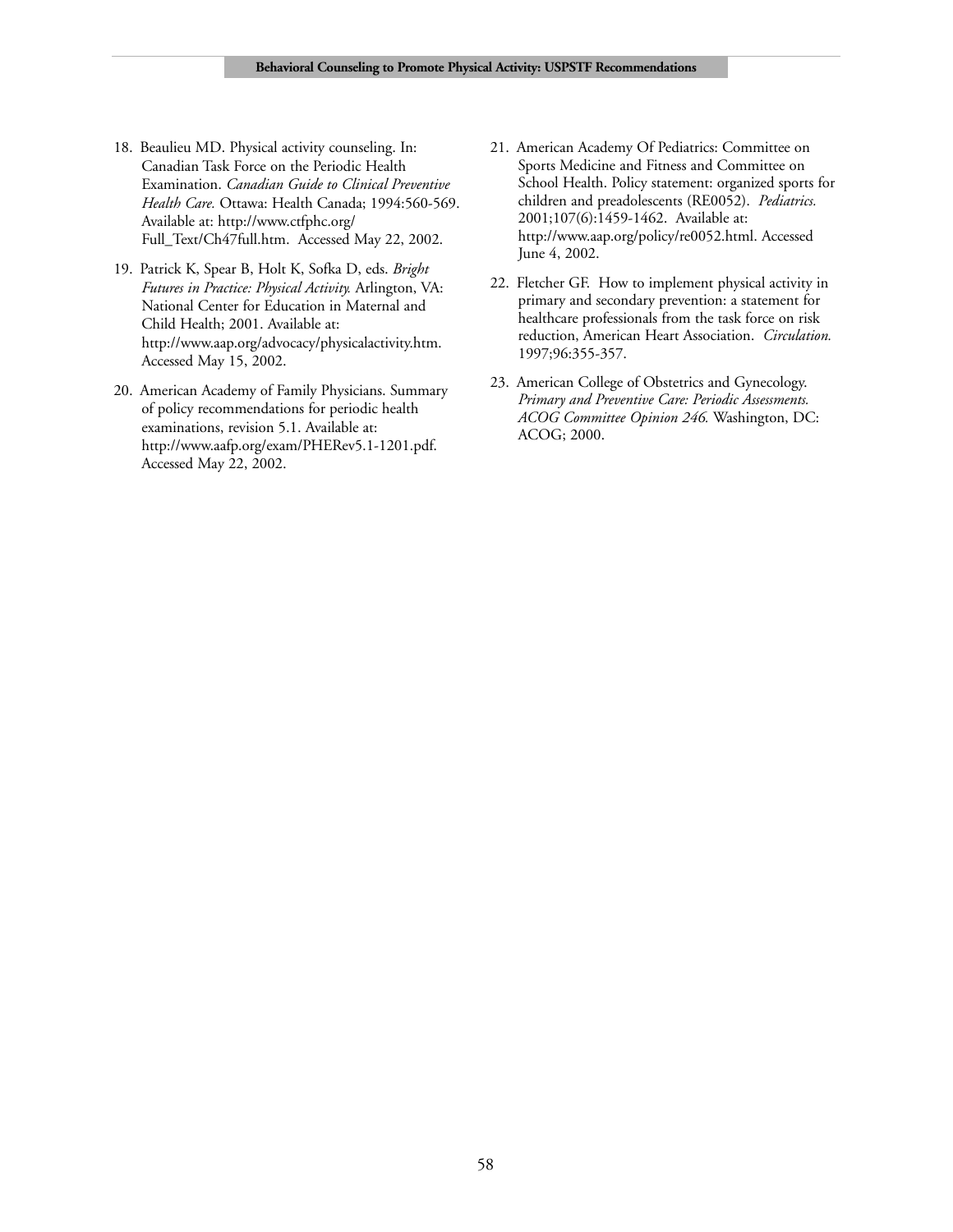18. Beaulieu MD. Physical activity counseling. In: Canadian Task Force on the Periodic Health Examination. *Canadian Guide to Clinical Preventive Health Care.* Ottawa: Health Canada; 1994:560-569. Available at: http://www.ctfphc.org/Full_Text/Ch47full.htm. Accessed May 22, 2002.

19. Patrick K, Spear B, Holt K, Sofka D, eds. *Bright Futures in Practice: Physical Activity.* Arlington, VA: National Center for Education in Maternal and Child Health; 2001. Available at: http://www.aap.org/advocacy/physicalactivity.htm. Accessed May 15, 2002.

20. American Academy of Family Physicians. Summary of policy recommendations for periodic health examinations, revision 5.1. Available at: http://www.aafp.org/exam/PHERev5.1-1201.pdf. Accessed May 22, 2002.

21. American Academy Of Pediatrics: Committee on Sports Medicine and Fitness and Committee on School Health. Policy statement: organized sports for children and preadolescents (RE0052). *Pediatrics.* 2001;107(6):1459-1462. Available at: http://www.aap.org/policy/re0052.html. Accessed June 4, 2002.

22. Fletcher GF. How to implement physical activity in primary and secondary prevention: a statement for healthcare professionals from the task force on risk reduction, American Heart Association. *Circulation.* 1997;96:355-357.

23. American College of Obstetrics and Gynecology. *Primary and Preventive Care: Periodic Assessments. ACOG Committee Opinion 246.* Washington, DC: ACOG; 2000.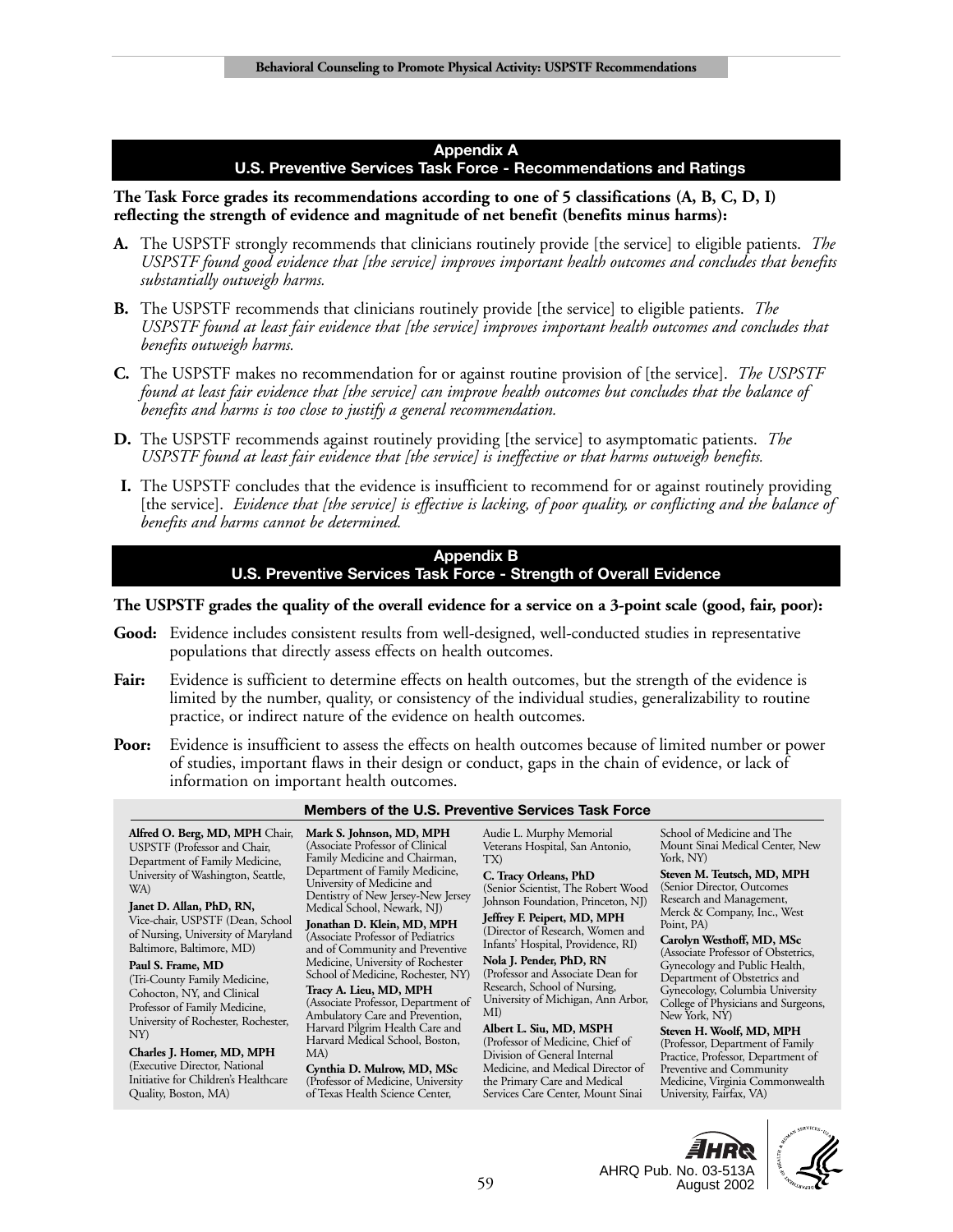## Appendix A
## U.S. Preventive Services Task Force - Recommendations and Ratings

**The Task Force grades its recommendations according to one of 5 classifications (A, B, C, D, I) reflecting the strength of evidence and magnitude of net benefit (benefits minus harms):**

**A.** The USPSTF strongly recommends that clinicians routinely provide [the service] to eligible patients. *The USPSTF found good evidence that [the service] improves important health outcomes and concludes that benefits substantially outweigh harms.*

**B.** The USPSTF recommends that clinicians routinely provide [the service] to eligible patients. *The USPSTF found at least fair evidence that [the service] improves important health outcomes and concludes that benefits outweigh harms.*

**C.** The USPSTF makes no recommendation for or against routine provision of [the service]. *The USPSTF found at least fair evidence that [the service] can improve health outcomes but concludes that the balance of benefits and harms is too close to justify a general recommendation.*

**D.** The USPSTF recommends against routinely providing [the service] to asymptomatic patients. *The USPSTF found at least fair evidence that [the service] is ineffective or that harms outweigh benefits.*

**I.** The USPSTF concludes that the evidence is insufficient to recommend for or against routinely providing [the service]. *Evidence that [the service] is effective is lacking, of poor quality, or conflicting and the balance of benefits and harms cannot be determined.*

## Appendix B
## U.S. Preventive Services Task Force - Strength of Overall Evidence

**The USPSTF grades the quality of the overall evidence for a service on a 3-point scale (good, fair, poor):**

**Good:** Evidence includes consistent results from well-designed, well-conducted studies in representative populations that directly assess effects on health outcomes.

**Fair:** Evidence is sufficient to determine effects on health outcomes, but the strength of the evidence is limited by the number, quality, or consistency of the individual studies, generalizability to routine practice, or indirect nature of the evidence on health outcomes.

**Poor:** Evidence is insufficient to assess the effects on health outcomes because of limited number or power of studies, important flaws in their design or conduct, gaps in the chain of evidence, or lack of information on important health outcomes.

### Members of the U.S. Preventive Services Task Force

**Alfred O. Berg, MD, MPH** Chair, USPSTF (Professor and Chair, Department of Family Medicine, University of Washington, Seattle, WA)

**Janet D. Allan, PhD, RN,** Vice-chair, USPSTF (Dean, School of Nursing, University of Maryland Baltimore, Baltimore, MD)

**Paul S. Frame, MD** (Tri-County Family Medicine, Cohocton, NY, and Clinical Professor of Family Medicine, University of Rochester, Rochester, NY)

**Charles J. Homer, MD, MPH** (Executive Director, National Initiative for Children's Healthcare Quality, Boston, MA)

**Mark S. Johnson, MD, MPH** (Associate Professor of Clinical Family Medicine and Chairman, Department of Family Medicine, University of Medicine and Dentistry of New Jersey-New Jersey Medical School, Newark, NJ)

**Jonathan D. Klein, MD, MPH** (Associate Professor of Pediatrics and of Community and Preventive Medicine, University of Rochester School of Medicine, Rochester, NY)

**Tracy A. Lieu, MD, MPH** (Associate Professor, Department of Ambulatory Care and Prevention, Harvard Pilgrim Health Care and Harvard Medical School, Boston, MA)

**Cynthia D. Mulrow, MD, MSc** (Professor of Medicine, University of Texas Health Science Center, Audie L. Murphy Memorial Veterans Hospital, San Antonio, TX)

**C. Tracy Orleans, PhD** (Senior Scientist, The Robert Wood Johnson Foundation, Princeton, NJ)

**Jeffrey F. Peipert, MD, MPH** (Director of Research, Women and Infants' Hospital, Providence, RI)

**Nola J. Pender, PhD, RN** (Professor and Associate Dean for Research, School of Nursing, University of Michigan, Ann Arbor, MI)

**Albert L. Siu, MD, MSPH** (Professor of Medicine, Chief of Division of General Internal Medicine, and Medical Director of the Primary Care and Medical Services Care Center, Mount Sinai School of Medicine and The Mount Sinai Medical Center, New York, NY)

**Steven M. Teutsch, MD, MPH** (Senior Director, Outcomes Research and Management, Merck & Company, Inc., West Point, PA)

**Carolyn Westhoff, MD, MSc** (Associate Professor of Obstetrics, Gynecology and Public Health, Department of Obstetrics and Gynecology, Columbia University College of Physicians and Surgeons, New York, NY)

**Steven H. Woolf, MD, MPH** (Professor, Department of Family Practice, Professor, Department of Preventive and Community Medicine, Virginia Commonwealth University, Fairfax, VA)

AHRQ Pub. No. 03-513A
August 2002